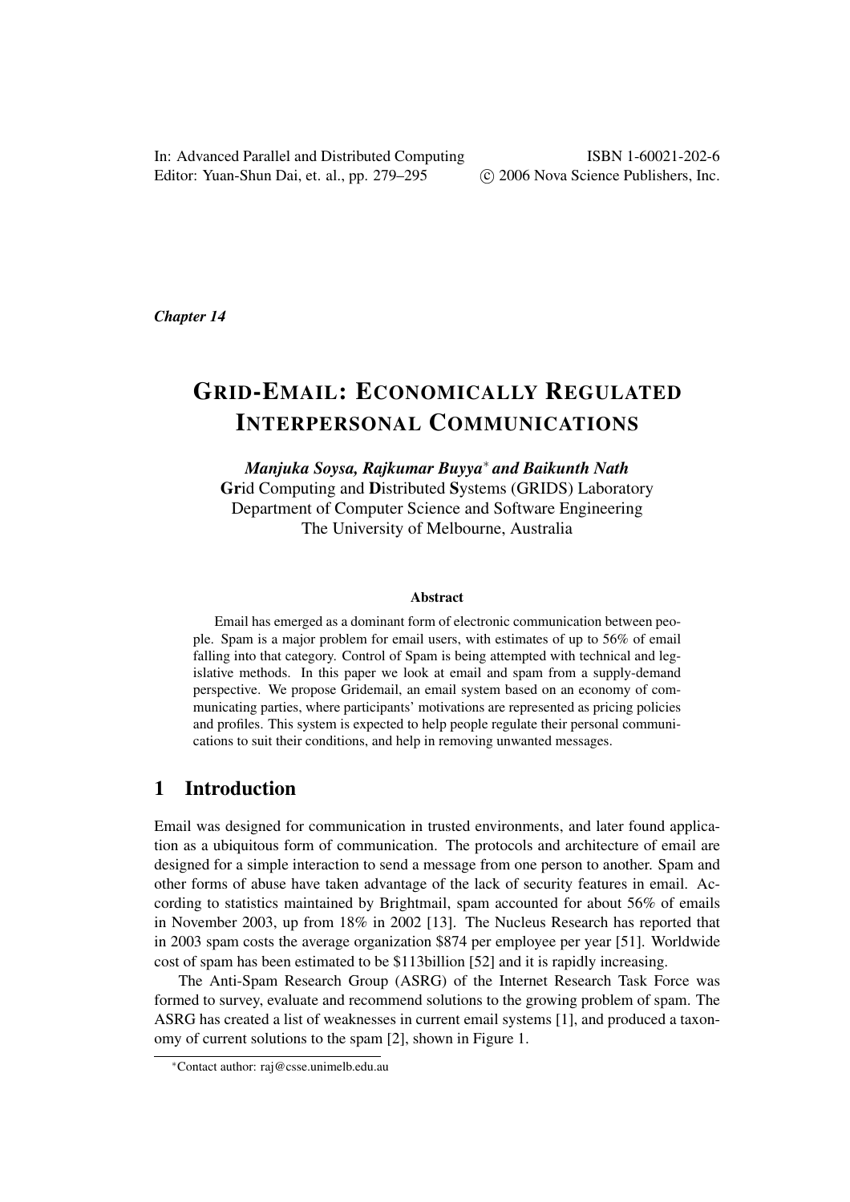In: Advanced Parallel and Distributed Computing
Editor: Yuan-Shun Dai, et. al., pp. 279–295

ISBN 1-60021-202-6
© 2006 Nova Science Publishers, Inc.

***Chapter 14***

# GRID-EMAIL: ECONOMICALLY REGULATED INTERPERSONAL COMMUNICATIONS

***Manjuka Soysa, Rajkumar Buyya*** [*] ***and Baikunth Nath***
**Gr**id Computing and **D**istributed **S**ystems (GRIDS) Laboratory
Department of Computer Science and Software Engineering
The University of Melbourne, Australia

**Abstract**

Email has emerged as a dominant form of electronic communication between people. Spam is a major problem for email users, with estimates of up to 56% of email falling into that category. Control of Spam is being attempted with technical and legislative methods. In this paper we look at email and spam from a supply-demand perspective. We propose Gridemail, an email system based on an economy of communicating parties, where participants' motivations are represented as pricing policies and profiles. This system is expected to help people regulate their personal communications to suit their conditions, and help in removing unwanted messages.

## 1 Introduction

Email was designed for communication in trusted environments, and later found application as a ubiquitous form of communication. The protocols and architecture of email are designed for a simple interaction to send a message from one person to another. Spam and other forms of abuse have taken advantage of the lack of security features in email. According to statistics maintained by Brightmail, spam accounted for about 56% of emails in November 2003, up from 18% in 2002 [13]. The Nucleus Research has reported that in 2003 spam costs the average organization $874 per employee per year [51]. Worldwide cost of spam has been estimated to be $113billion [52] and it is rapidly increasing.

The Anti-Spam Research Group (ASRG) of the Internet Research Task Force was formed to survey, evaluate and recommend solutions to the growing problem of spam. The ASRG has created a list of weaknesses in current email systems [1], and produced a taxonomy of current solutions to the spam [2], shown in Figure 1.

[*] Contact author: raj@csse.unimelb.edu.au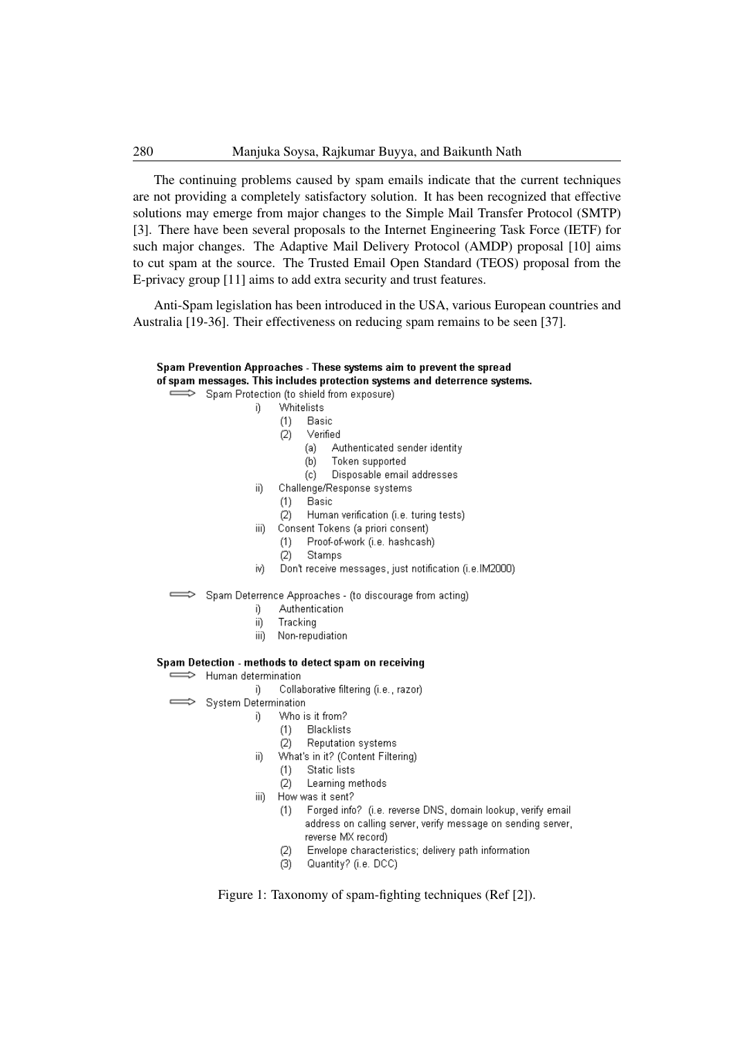The continuing problems caused by spam emails indicate that the current techniques are not providing a completely satisfactory solution. It has been recognized that effective solutions may emerge from major changes to the Simple Mail Transfer Protocol (SMTP) [3]. There have been several proposals to the Internet Engineering Task Force (IETF) for such major changes. The Adaptive Mail Delivery Protocol (AMDP) proposal [10] aims to cut spam at the source. The Trusted Email Open Standard (TEOS) proposal from the E-privacy group [11] aims to add extra security and trust features.

Anti-Spam legislation has been introduced in the USA, various European countries and Australia [19-36]. Their effectiveness on reducing spam remains to be seen [37].

**Spam Prevention Approaches** - These systems aim to prevent the spread of spam messages. This includes protection systems and deterrence systems.

- ⟹ Spam Protection (to shield from exposure)
  - i) Whitelists
    - (1) Basic
    - (2) Verified
      - (a) Authenticated sender identity
      - (b) Token supported
      - (c) Disposable email addresses
  - ii) Challenge/Response systems
    - (1) Basic
    - (2) Human verification (i.e. turing tests)
  - iii) Consent Tokens (a priori consent)
    - (1) Proof-of-work (i.e. hashcash)
    - (2) Stamps
  - iv) Don't receive messages, just notification (i.e.IM2000)
- ⟹ Spam Deterrence Approaches - (to discourage from acting)
  - i) Authentication
  - ii) Tracking
  - iii) Non-repudiation

**Spam Detection** - methods to detect spam on receiving

- ⟹ Human determination
  - i) Collaborative filtering (i.e., razor)
- ⟹ System Determination
  - i) Who is it from?
    - (1) Blacklists
    - (2) Reputation systems
  - ii) What's in it? (Content Filtering)
    - (1) Static lists
    - (2) Learning methods
  - iii) How was it sent?
    - (1) Forged info? (i.e. reverse DNS, domain lookup, verify email address on calling server, verify message on sending server, reverse MX record)
    - (2) Envelope characteristics; delivery path information
    - (3) Quantity? (i.e. DCC)

Figure 1: Taxonomy of spam-fighting techniques (Ref [2]).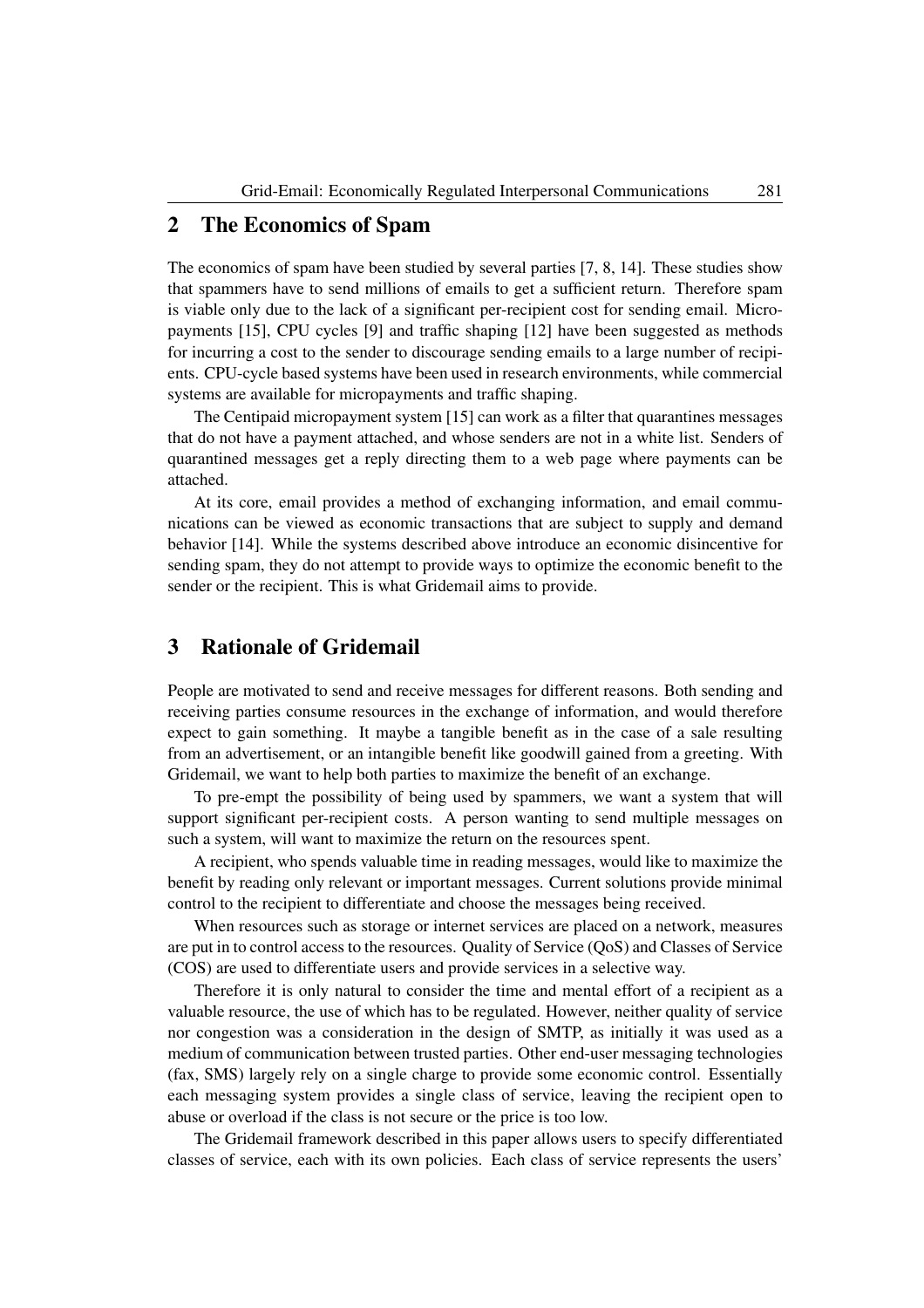## 2 The Economics of Spam

The economics of spam have been studied by several parties [7, 8, 14]. These studies show that spammers have to send millions of emails to get a sufficient return. Therefore spam is viable only due to the lack of a significant per-recipient cost for sending email. Micropayments [15], CPU cycles [9] and traffic shaping [12] have been suggested as methods for incurring a cost to the sender to discourage sending emails to a large number of recipients. CPU-cycle based systems have been used in research environments, while commercial systems are available for micropayments and traffic shaping.

The Centipaid micropayment system [15] can work as a filter that quarantines messages that do not have a payment attached, and whose senders are not in a white list. Senders of quarantined messages get a reply directing them to a web page where payments can be attached.

At its core, email provides a method of exchanging information, and email communications can be viewed as economic transactions that are subject to supply and demand behavior [14]. While the systems described above introduce an economic disincentive for sending spam, they do not attempt to provide ways to optimize the economic benefit to the sender or the recipient. This is what Gridemail aims to provide.

## 3 Rationale of Gridemail

People are motivated to send and receive messages for different reasons. Both sending and receiving parties consume resources in the exchange of information, and would therefore expect to gain something. It maybe a tangible benefit as in the case of a sale resulting from an advertisement, or an intangible benefit like goodwill gained from a greeting. With Gridemail, we want to help both parties to maximize the benefit of an exchange.

To pre-empt the possibility of being used by spammers, we want a system that will support significant per-recipient costs. A person wanting to send multiple messages on such a system, will want to maximize the return on the resources spent.

A recipient, who spends valuable time in reading messages, would like to maximize the benefit by reading only relevant or important messages. Current solutions provide minimal control to the recipient to differentiate and choose the messages being received.

When resources such as storage or internet services are placed on a network, measures are put in to control access to the resources. Quality of Service (QoS) and Classes of Service (COS) are used to differentiate users and provide services in a selective way.

Therefore it is only natural to consider the time and mental effort of a recipient as a valuable resource, the use of which has to be regulated. However, neither quality of service nor congestion was a consideration in the design of SMTP, as initially it was used as a medium of communication between trusted parties. Other end-user messaging technologies (fax, SMS) largely rely on a single charge to provide some economic control. Essentially each messaging system provides a single class of service, leaving the recipient open to abuse or overload if the class is not secure or the price is too low.

The Gridemail framework described in this paper allows users to specify differentiated classes of service, each with its own policies. Each class of service represents the users'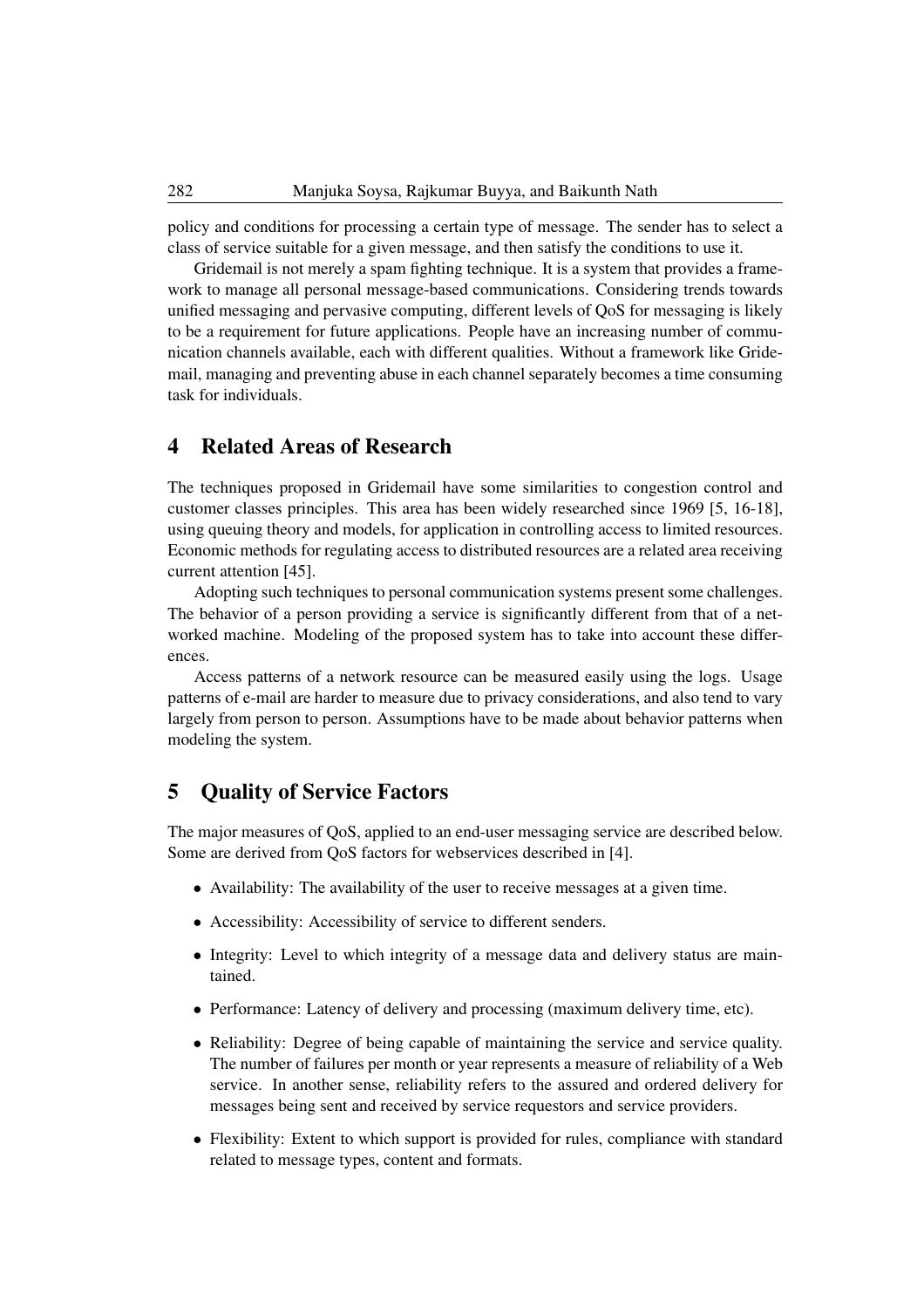policy and conditions for processing a certain type of message. The sender has to select a class of service suitable for a given message, and then satisfy the conditions to use it.

Gridemail is not merely a spam fighting technique. It is a system that provides a framework to manage all personal message-based communications. Considering trends towards unified messaging and pervasive computing, different levels of QoS for messaging is likely to be a requirement for future applications. People have an increasing number of communication channels available, each with different qualities. Without a framework like Gridemail, managing and preventing abuse in each channel separately becomes a time consuming task for individuals.

## 4 Related Areas of Research

The techniques proposed in Gridemail have some similarities to congestion control and customer classes principles. This area has been widely researched since 1969 [5, 16-18], using queuing theory and models, for application in controlling access to limited resources. Economic methods for regulating access to distributed resources are a related area receiving current attention [45].

Adopting such techniques to personal communication systems present some challenges. The behavior of a person providing a service is significantly different from that of a networked machine. Modeling of the proposed system has to take into account these differences.

Access patterns of a network resource can be measured easily using the logs. Usage patterns of e-mail are harder to measure due to privacy considerations, and also tend to vary largely from person to person. Assumptions have to be made about behavior patterns when modeling the system.

## 5 Quality of Service Factors

The major measures of QoS, applied to an end-user messaging service are described below. Some are derived from QoS factors for webservices described in [4].

- Availability: The availability of the user to receive messages at a given time.
- Accessibility: Accessibility of service to different senders.
- Integrity: Level to which integrity of a message data and delivery status are maintained.
- Performance: Latency of delivery and processing (maximum delivery time, etc).
- Reliability: Degree of being capable of maintaining the service and service quality. The number of failures per month or year represents a measure of reliability of a Web service. In another sense, reliability refers to the assured and ordered delivery for messages being sent and received by service requestors and service providers.
- Flexibility: Extent to which support is provided for rules, compliance with standard related to message types, content and formats.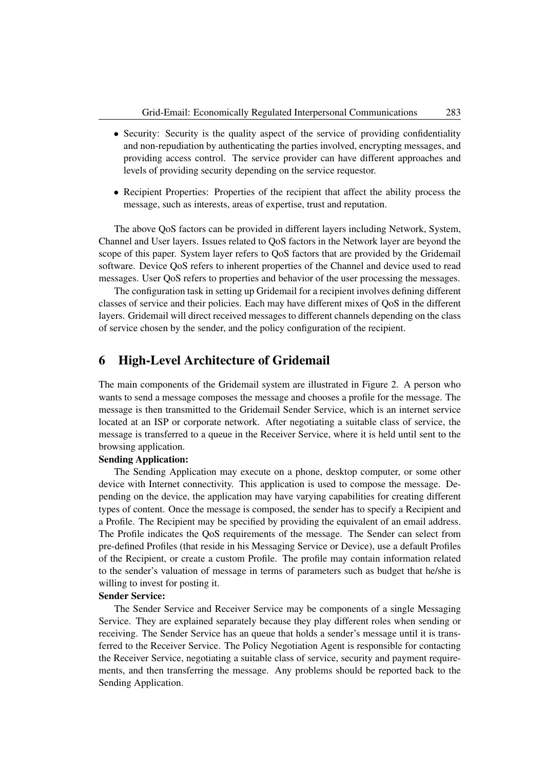- Security: Security is the quality aspect of the service of providing confidentiality and non-repudiation by authenticating the parties involved, encrypting messages, and providing access control. The service provider can have different approaches and levels of providing security depending on the service requestor.
- Recipient Properties: Properties of the recipient that affect the ability process the message, such as interests, areas of expertise, trust and reputation.

The above QoS factors can be provided in different layers including Network, System, Channel and User layers. Issues related to QoS factors in the Network layer are beyond the scope of this paper. System layer refers to QoS factors that are provided by the Gridemail software. Device QoS refers to inherent properties of the Channel and device used to read messages. User QoS refers to properties and behavior of the user processing the messages.

The configuration task in setting up Gridemail for a recipient involves defining different classes of service and their policies. Each may have different mixes of QoS in the different layers. Gridemail will direct received messages to different channels depending on the class of service chosen by the sender, and the policy configuration of the recipient.

## 6 High-Level Architecture of Gridemail

The main components of the Gridemail system are illustrated in Figure 2. A person who wants to send a message composes the message and chooses a profile for the message. The message is then transmitted to the Gridemail Sender Service, which is an internet service located at an ISP or corporate network. After negotiating a suitable class of service, the message is transferred to a queue in the Receiver Service, where it is held until sent to the browsing application.

**Sending Application:**

The Sending Application may execute on a phone, desktop computer, or some other device with Internet connectivity. This application is used to compose the message. Depending on the device, the application may have varying capabilities for creating different types of content. Once the message is composed, the sender has to specify a Recipient and a Profile. The Recipient may be specified by providing the equivalent of an email address. The Profile indicates the QoS requirements of the message. The Sender can select from pre-defined Profiles (that reside in his Messaging Service or Device), use a default Profiles of the Recipient, or create a custom Profile. The profile may contain information related to the sender's valuation of message in terms of parameters such as budget that he/she is willing to invest for posting it.

**Sender Service:**

The Sender Service and Receiver Service may be components of a single Messaging Service. They are explained separately because they play different roles when sending or receiving. The Sender Service has an queue that holds a sender's message until it is transferred to the Receiver Service. The Policy Negotiation Agent is responsible for contacting the Receiver Service, negotiating a suitable class of service, security and payment requirements, and then transferring the message. Any problems should be reported back to the Sending Application.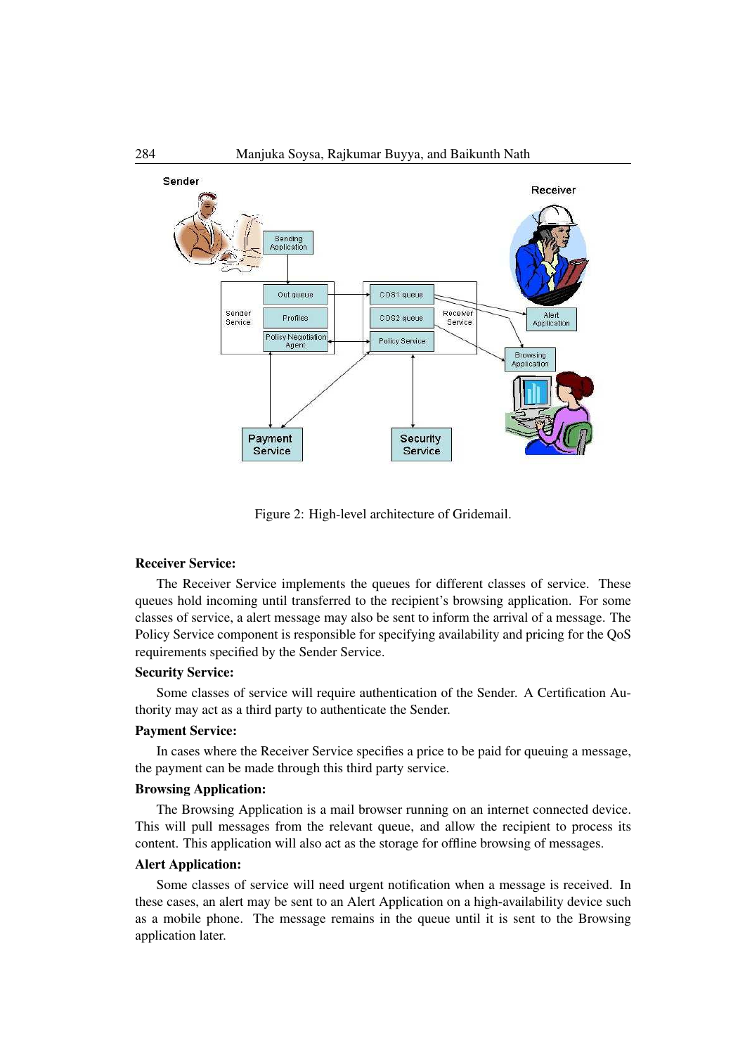Figure 2: High-level architecture of Gridemail.

**Receiver Service:**

The Receiver Service implements the queues for different classes of service. These queues hold incoming until transferred to the recipient's browsing application. For some classes of service, a alert message may also be sent to inform the arrival of a message. The Policy Service component is responsible for specifying availability and pricing for the QoS requirements specified by the Sender Service.

**Security Service:**

Some classes of service will require authentication of the Sender. A Certification Authority may act as a third party to authenticate the Sender.

**Payment Service:**

In cases where the Receiver Service specifies a price to be paid for queuing a message, the payment can be made through this third party service.

**Browsing Application:**

The Browsing Application is a mail browser running on an internet connected device. This will pull messages from the relevant queue, and allow the recipient to process its content. This application will also act as the storage for offline browsing of messages.

**Alert Application:**

Some classes of service will need urgent notification when a message is received. In these cases, an alert may be sent to an Alert Application on a high-availability device such as a mobile phone. The message remains in the queue until it is sent to the Browsing application later.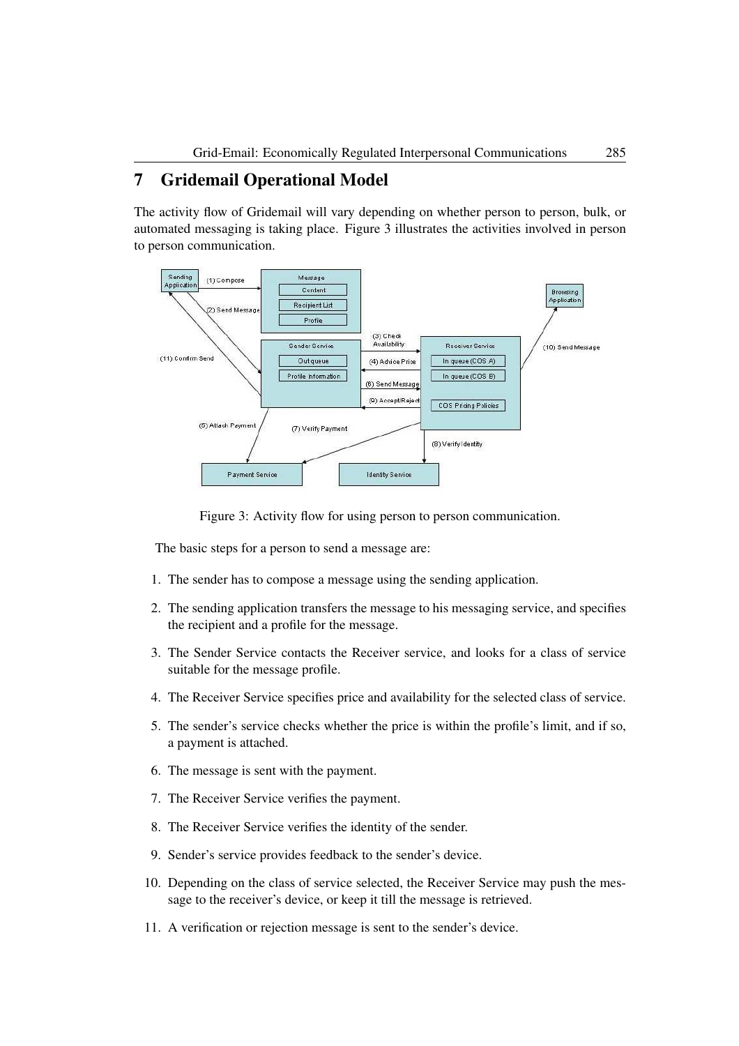## 7 Gridemail Operational Model

The activity flow of Gridemail will vary depending on whether person to person, bulk, or automated messaging is taking place. Figure 3 illustrates the activities involved in person to person communication.

Figure 3: Activity flow for using person to person communication.

The basic steps for a person to send a message are:

1. The sender has to compose a message using the sending application.
2. The sending application transfers the message to his messaging service, and specifies the recipient and a profile for the message.
3. The Sender Service contacts the Receiver service, and looks for a class of service suitable for the message profile.
4. The Receiver Service specifies price and availability for the selected class of service.
5. The sender's service checks whether the price is within the profile's limit, and if so, a payment is attached.
6. The message is sent with the payment.
7. The Receiver Service verifies the payment.
8. The Receiver Service verifies the identity of the sender.
9. Sender's service provides feedback to the sender's device.
10. Depending on the class of service selected, the Receiver Service may push the message to the receiver's device, or keep it till the message is retrieved.
11. A verification or rejection message is sent to the sender's device.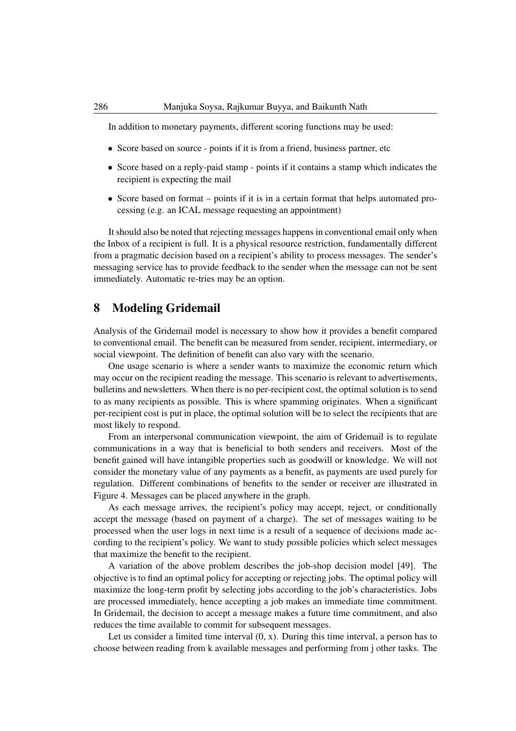In addition to monetary payments, different scoring functions may be used:

- Score based on source - points if it is from a friend, business partner, etc
- Score based on a reply-paid stamp - points if it contains a stamp which indicates the recipient is expecting the mail
- Score based on format – points if it is in a certain format that helps automated processing (e.g. an ICAL message requesting an appointment)

It should also be noted that rejecting messages happens in conventional email only when the Inbox of a recipient is full. It is a physical resource restriction, fundamentally different from a pragmatic decision based on a recipient's ability to process messages. The sender's messaging service has to provide feedback to the sender when the message can not be sent immediately. Automatic re-tries may be an option.

## 8 Modeling Gridemail

Analysis of the Gridemail model is necessary to show how it provides a benefit compared to conventional email. The benefit can be measured from sender, recipient, intermediary, or social viewpoint. The definition of benefit can also vary with the scenario.

One usage scenario is where a sender wants to maximize the economic return which may occur on the recipient reading the message. This scenario is relevant to advertisements, bulletins and newsletters. When there is no per-recipient cost, the optimal solution is to send to as many recipients as possible. This is where spamming originates. When a significant per-recipient cost is put in place, the optimal solution will be to select the recipients that are most likely to respond.

From an interpersonal communication viewpoint, the aim of Gridemail is to regulate communications in a way that is beneficial to both senders and receivers. Most of the benefit gained will have intangible properties such as goodwill or knowledge. We will not consider the monetary value of any payments as a benefit, as payments are used purely for regulation. Different combinations of benefits to the sender or receiver are illustrated in Figure 4. Messages can be placed anywhere in the graph.

As each message arrives, the recipient's policy may accept, reject, or conditionally accept the message (based on payment of a charge). The set of messages waiting to be processed when the user logs in next time is a result of a sequence of decisions made according to the recipient's policy. We want to study possible policies which select messages that maximize the benefit to the recipient.

A variation of the above problem describes the job-shop decision model [49]. The objective is to find an optimal policy for accepting or rejecting jobs. The optimal policy will maximize the long-term profit by selecting jobs according to the job's characteristics. Jobs are processed immediately, hence accepting a job makes an immediate time commitment. In Gridemail, the decision to accept a message makes a future time commitment, and also reduces the time available to commit for subsequent messages.

Let us consider a limited time interval $(0, x)$. During this time interval, a person has to choose between reading from $k$ available messages and performing from $j$ other tasks. The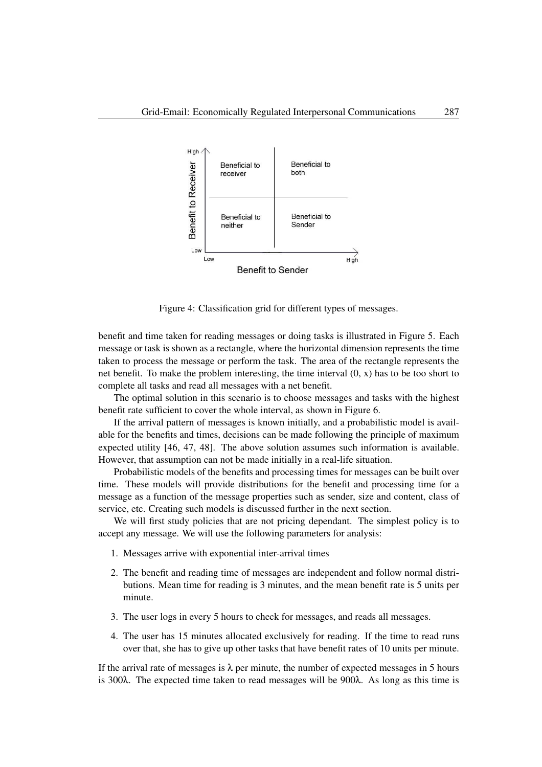Figure 4: Classification grid for different types of messages.

benefit and time taken for reading messages or doing tasks is illustrated in Figure 5. Each message or task is shown as a rectangle, where the horizontal dimension represents the time taken to process the message or perform the task. The area of the rectangle represents the net benefit. To make the problem interesting, the time interval (0, x) has to be too short to complete all tasks and read all messages with a net benefit.

The optimal solution in this scenario is to choose messages and tasks with the highest benefit rate sufficient to cover the whole interval, as shown in Figure 6.

If the arrival pattern of messages is known initially, and a probabilistic model is available for the benefits and times, decisions can be made following the principle of maximum expected utility [46, 47, 48]. The above solution assumes such information is available. However, that assumption can not be made initially in a real-life situation.

Probabilistic models of the benefits and processing times for messages can be built over time. These models will provide distributions for the benefit and processing time for a message as a function of the message properties such as sender, size and content, class of service, etc. Creating such models is discussed further in the next section.

We will first study policies that are not pricing dependant. The simplest policy is to accept any message. We will use the following parameters for analysis:

1. Messages arrive with exponential inter-arrival times
2. The benefit and reading time of messages are independent and follow normal distributions. Mean time for reading is 3 minutes, and the mean benefit rate is 5 units per minute.
3. The user logs in every 5 hours to check for messages, and reads all messages.
4. The user has 15 minutes allocated exclusively for reading. If the time to read runs over that, she has to give up other tasks that have benefit rates of 10 units per minute.

If the arrival rate of messages is $\lambda$ per minute, the number of expected messages in 5 hours is $300\lambda$. The expected time taken to read messages will be $900\lambda$. As long as this time is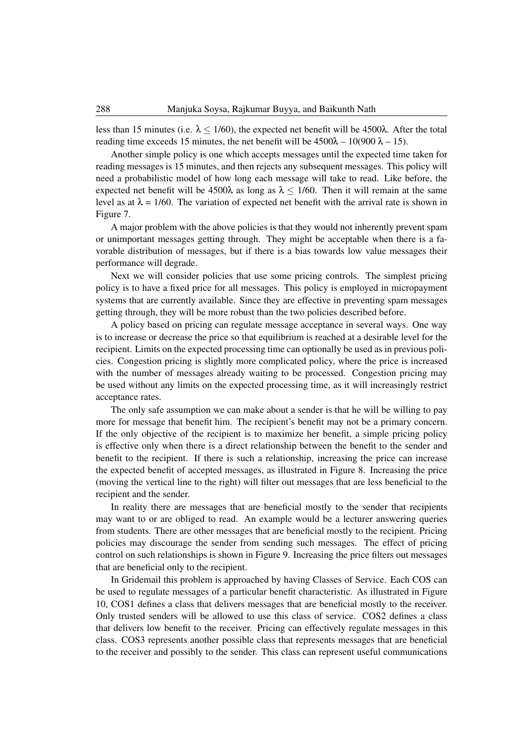less than 15 minutes (i.e. $\lambda \leq 1/60$), the expected net benefit will be $4500\lambda$. After the total reading time exceeds 15 minutes, the net benefit will be $4500\lambda - 10(900\lambda - 15)$.

Another simple policy is one which accepts messages until the expected time taken for reading messages is 15 minutes, and then rejects any subsequent messages. This policy will need a probabilistic model of how long each message will take to read. Like before, the expected net benefit will be $4500\lambda$ as long as $\lambda \leq 1/60$. Then it will remain at the same level as at $\lambda = 1/60$. The variation of expected net benefit with the arrival rate is shown in Figure 7.

A major problem with the above policies is that they would not inherently prevent spam or unimportant messages getting through. They might be acceptable when there is a favorable distribution of messages, but if there is a bias towards low value messages their performance will degrade.

Next we will consider policies that use some pricing controls. The simplest pricing policy is to have a fixed price for all messages. This policy is employed in micropayment systems that are currently available. Since they are effective in preventing spam messages getting through, they will be more robust than the two policies described before.

A policy based on pricing can regulate message acceptance in several ways. One way is to increase or decrease the price so that equilibrium is reached at a desirable level for the recipient. Limits on the expected processing time can optionally be used as in previous policies. Congestion pricing is slightly more complicated policy, where the price is increased with the number of messages already waiting to be processed. Congestion pricing may be used without any limits on the expected processing time, as it will increasingly restrict acceptance rates.

The only safe assumption we can make about a sender is that he will be willing to pay more for message that benefit him. The recipient's benefit may not be a primary concern. If the only objective of the recipient is to maximize her benefit, a simple pricing policy is effective only when there is a direct relationship between the benefit to the sender and benefit to the recipient. If there is such a relationship, increasing the price can increase the expected benefit of accepted messages, as illustrated in Figure 8. Increasing the price (moving the vertical line to the right) will filter out messages that are less beneficial to the recipient and the sender.

In reality there are messages that are beneficial mostly to the sender that recipients may want to or are obliged to read. An example would be a lecturer answering queries from students. There are other messages that are beneficial mostly to the recipient. Pricing policies may discourage the sender from sending such messages. The effect of pricing control on such relationships is shown in Figure 9. Increasing the price filters out messages that are beneficial only to the recipient.

In Gridemail this problem is approached by having Classes of Service. Each COS can be used to regulate messages of a particular benefit characteristic. As illustrated in Figure 10, COS1 defines a class that delivers messages that are beneficial mostly to the receiver. Only trusted senders will be allowed to use this class of service. COS2 defines a class that delivers low benefit to the receiver. Pricing can effectively regulate messages in this class. COS3 represents another possible class that represents messages that are beneficial to the receiver and possibly to the sender. This class can represent useful communications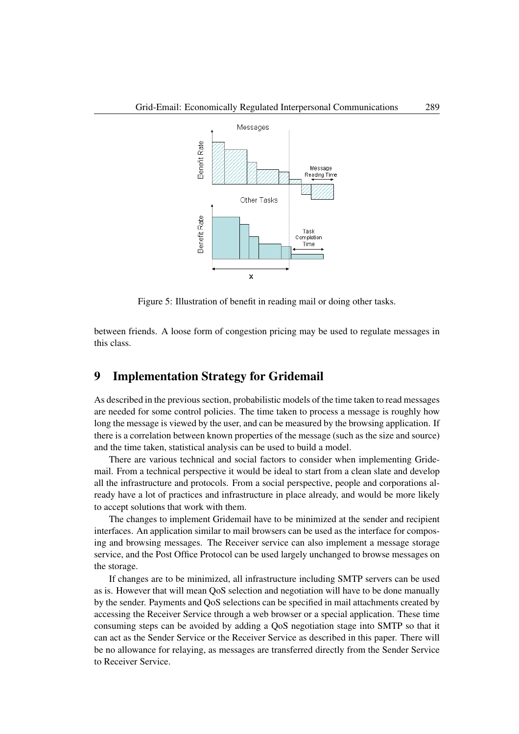Figure 5: Illustration of benefit in reading mail or doing other tasks.

between friends. A loose form of congestion pricing may be used to regulate messages in this class.

## 9 Implementation Strategy for Gridemail

As described in the previous section, probabilistic models of the time taken to read messages are needed for some control policies. The time taken to process a message is roughly how long the message is viewed by the user, and can be measured by the browsing application. If there is a correlation between known properties of the message (such as the size and source) and the time taken, statistical analysis can be used to build a model.

There are various technical and social factors to consider when implementing Gridemail. From a technical perspective it would be ideal to start from a clean slate and develop all the infrastructure and protocols. From a social perspective, people and corporations already have a lot of practices and infrastructure in place already, and would be more likely to accept solutions that work with them.

The changes to implement Gridemail have to be minimized at the sender and recipient interfaces. An application similar to mail browsers can be used as the interface for composing and browsing messages. The Receiver service can also implement a message storage service, and the Post Office Protocol can be used largely unchanged to browse messages on the storage.

If changes are to be minimized, all infrastructure including SMTP servers can be used as is. However that will mean QoS selection and negotiation will have to be done manually by the sender. Payments and QoS selections can be specified in mail attachments created by accessing the Receiver Service through a web browser or a special application. These time consuming steps can be avoided by adding a QoS negotiation stage into SMTP so that it can act as the Sender Service or the Receiver Service as described in this paper. There will be no allowance for relaying, as messages are transferred directly from the Sender Service to Receiver Service.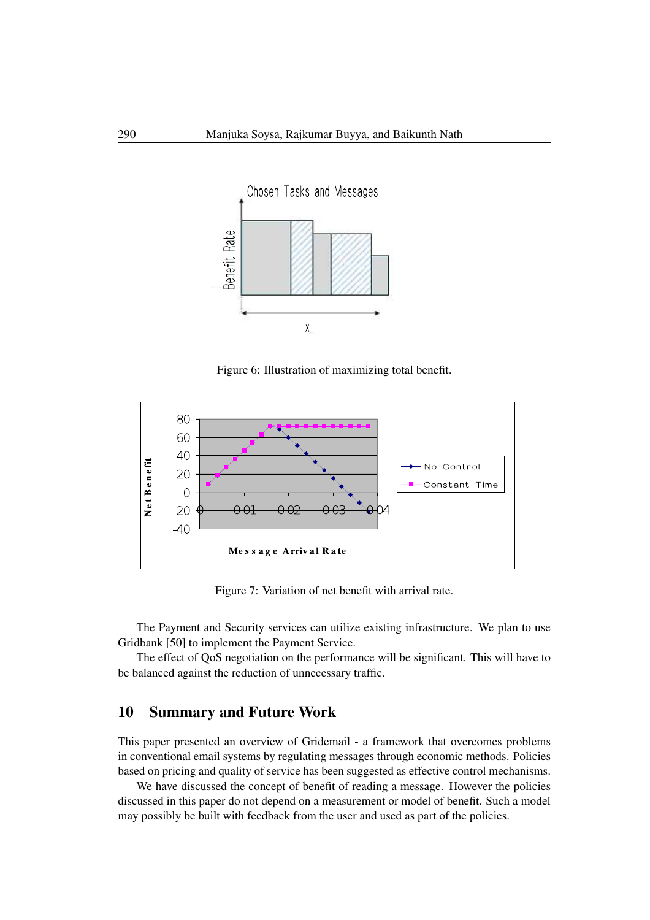Figure 6: Illustration of maximizing total benefit.

Figure 7: Variation of net benefit with arrival rate.

The Payment and Security services can utilize existing infrastructure. We plan to use Gridbank [50] to implement the Payment Service.

The effect of QoS negotiation on the performance will be significant. This will have to be balanced against the reduction of unnecessary traffic.

## 10 Summary and Future Work

This paper presented an overview of Gridemail - a framework that overcomes problems in conventional email systems by regulating messages through economic methods. Policies based on pricing and quality of service has been suggested as effective control mechanisms.

We have discussed the concept of benefit of reading a message. However the policies discussed in this paper do not depend on a measurement or model of benefit. Such a model may possibly be built with feedback from the user and used as part of the policies.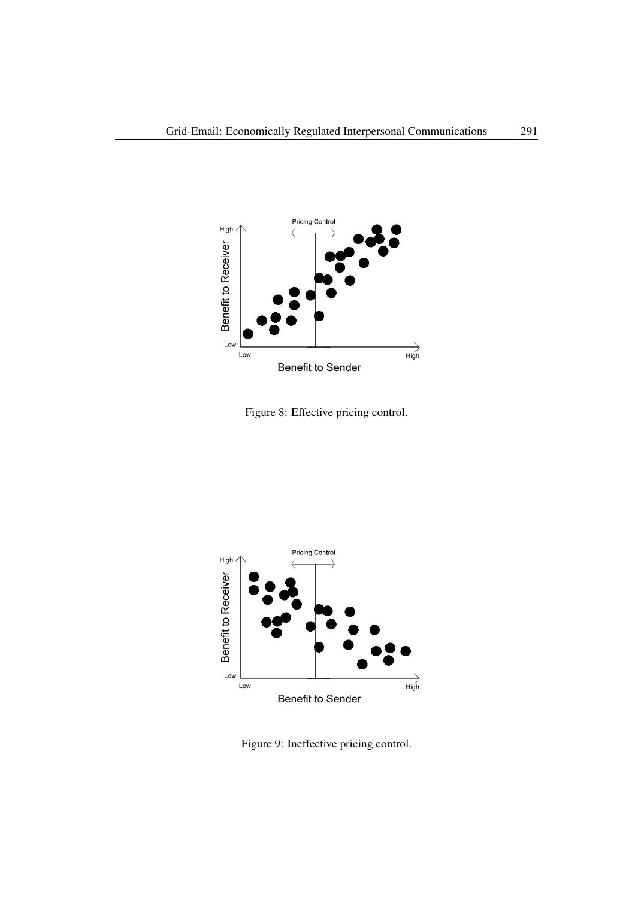Figure 8: Effective pricing control.

Figure 9: Ineffective pricing control.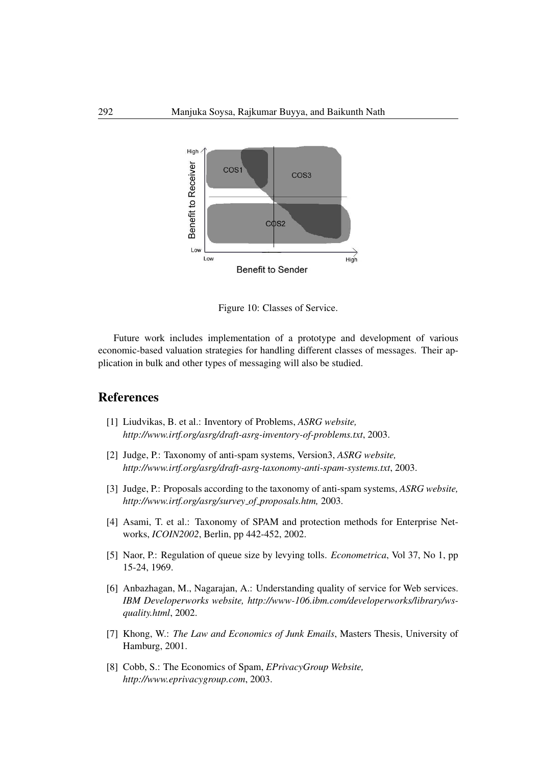Figure 10: Classes of Service.

Future work includes implementation of a prototype and development of various economic-based valuation strategies for handling different classes of messages. Their application in bulk and other types of messaging will also be studied.

## References

[1] Liudvikas, B. et al.: Inventory of Problems, *ASRG website, http://www.irtf.org/asrg/draft-asrg-inventory-of-problems.txt*, 2003.

[2] Judge, P.: Taxonomy of anti-spam systems, Version3, *ASRG website, http://www.irtf.org/asrg/draft-asrg-taxonomy-anti-spam-systems.txt*, 2003.

[3] Judge, P.: Proposals according to the taxonomy of anti-spam systems, *ASRG website, http://www.irtf.org/asrg/survey_of_proposals.htm,* 2003.

[4] Asami, T. et al.: Taxonomy of SPAM and protection methods for Enterprise Networks, *ICOIN2002*, Berlin, pp 442-452, 2002.

[5] Naor, P.: Regulation of queue size by levying tolls. *Econometrica*, Vol 37, No 1, pp 15-24, 1969.

[6] Anbazhagan, M., Nagarajan, A.: Understanding quality of service for Web services. *IBM Developerworks website, http://www-106.ibm.com/developerworks/library/ws-quality.html*, 2002.

[7] Khong, W.: *The Law and Economics of Junk Emails*, Masters Thesis, University of Hamburg, 2001.

[8] Cobb, S.: The Economics of Spam, *EPrivacyGroup Website, http://www.eprivacygroup.com*, 2003.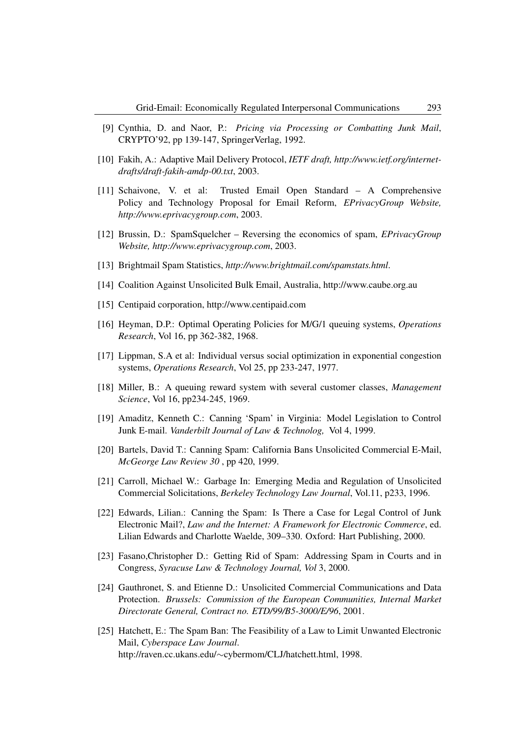[9] Cynthia, D. and Naor, P.: *Pricing via Processing or Combatting Junk Mail*, CRYPTO'92, pp 139-147, SpringerVerlag, 1992.

[10] Fakih, A.: Adaptive Mail Delivery Protocol, *IETF draft, http://www.ietf.org/internet-drafts/draft-fakih-amdp-00.txt*, 2003.

[11] Schaivone, V. et al: Trusted Email Open Standard – A Comprehensive Policy and Technology Proposal for Email Reform, *EPrivacyGroup Website, http://www.eprivacygroup.com*, 2003.

[12] Brussin, D.: SpamSquelcher – Reversing the economics of spam, *EPrivacyGroup Website, http://www.eprivacygroup.com*, 2003.

[13] Brightmail Spam Statistics, *http://www.brightmail.com/spamstats.html*.

[14] Coalition Against Unsolicited Bulk Email, Australia, http://www.caube.org.au

[15] Centipaid corporation, http://www.centipaid.com

[16] Heyman, D.P.: Optimal Operating Policies for M/G/1 queuing systems, *Operations Research*, Vol 16, pp 362-382, 1968.

[17] Lippman, S.A et al: Individual versus social optimization in exponential congestion systems, *Operations Research*, Vol 25, pp 233-247, 1977.

[18] Miller, B.: A queuing reward system with several customer classes, *Management Science*, Vol 16, pp234-245, 1969.

[19] Amaditz, Kenneth C.: Canning 'Spam' in Virginia: Model Legislation to Control Junk E-mail. *Vanderbilt Journal of Law & Technolog,* Vol 4, 1999.

[20] Bartels, David T.: Canning Spam: California Bans Unsolicited Commercial E-Mail, *McGeorge Law Review 30* , pp 420, 1999.

[21] Carroll, Michael W.: Garbage In: Emerging Media and Regulation of Unsolicited Commercial Solicitations, *Berkeley Technology Law Journal*, Vol.11, p233, 1996.

[22] Edwards, Lilian.: Canning the Spam: Is There a Case for Legal Control of Junk Electronic Mail?, *Law and the Internet: A Framework for Electronic Commerce*, ed. Lilian Edwards and Charlotte Waelde, 309–330. Oxford: Hart Publishing, 2000.

[23] Fasano,Christopher D.: Getting Rid of Spam: Addressing Spam in Courts and in Congress, *Syracuse Law & Technology Journal, Vol* 3, 2000.

[24] Gauthronet, S. and Etienne D.: Unsolicited Commercial Communications and Data Protection. *Brussels: Commission of the European Communities, Internal Market Directorate General, Contract no. ETD/99/B5-3000/E/96*, 2001.

[25] Hatchett, E.: The Spam Ban: The Feasibility of a Law to Limit Unwanted Electronic Mail, *Cyberspace Law Journal*. http://raven.cc.ukans.edu/∼cybermom/CLJ/hatchett.html, 1998.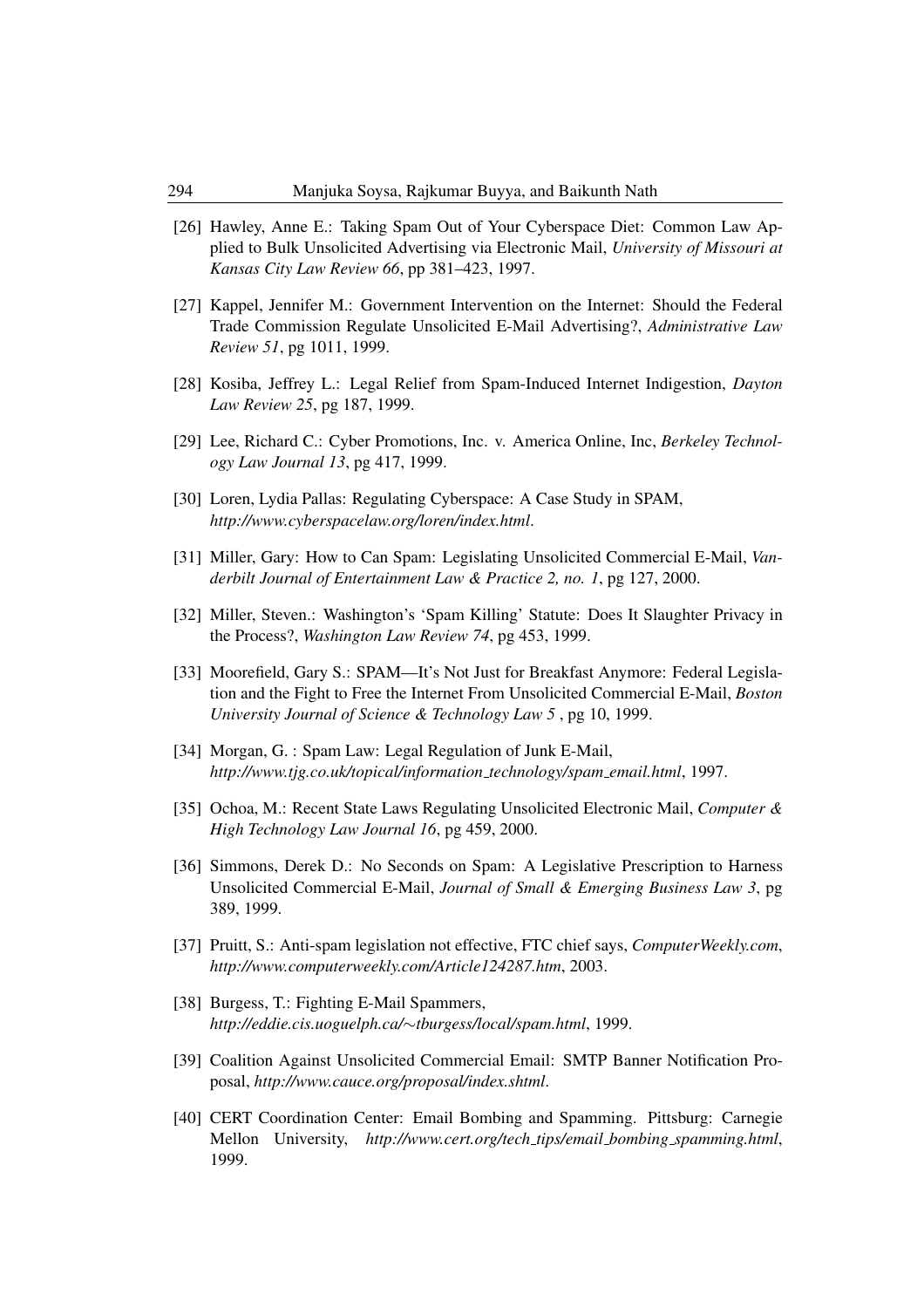[26] Hawley, Anne E.: Taking Spam Out of Your Cyberspace Diet: Common Law Applied to Bulk Unsolicited Advertising via Electronic Mail, *University of Missouri at Kansas City Law Review 66*, pp 381–423, 1997.

[27] Kappel, Jennifer M.: Government Intervention on the Internet: Should the Federal Trade Commission Regulate Unsolicited E-Mail Advertising?, *Administrative Law Review 51*, pg 1011, 1999.

[28] Kosiba, Jeffrey L.: Legal Relief from Spam-Induced Internet Indigestion, *Dayton Law Review 25*, pg 187, 1999.

[29] Lee, Richard C.: Cyber Promotions, Inc. v. America Online, Inc, *Berkeley Technology Law Journal 13*, pg 417, 1999.

[30] Loren, Lydia Pallas: Regulating Cyberspace: A Case Study in SPAM, *http://www.cyberspacelaw.org/loren/index.html*.

[31] Miller, Gary: How to Can Spam: Legislating Unsolicited Commercial E-Mail, *Vanderbilt Journal of Entertainment Law & Practice 2, no. 1*, pg 127, 2000.

[32] Miller, Steven.: Washington's 'Spam Killing' Statute: Does It Slaughter Privacy in the Process?, *Washington Law Review 74*, pg 453, 1999.

[33] Moorefield, Gary S.: SPAM—It's Not Just for Breakfast Anymore: Federal Legislation and the Fight to Free the Internet From Unsolicited Commercial E-Mail, *Boston University Journal of Science & Technology Law 5* , pg 10, 1999.

[34] Morgan, G. : Spam Law: Legal Regulation of Junk E-Mail, *http://www.tjg.co.uk/topical/information_technology/spam_email.html*, 1997.

[35] Ochoa, M.: Recent State Laws Regulating Unsolicited Electronic Mail, *Computer & High Technology Law Journal 16*, pg 459, 2000.

[36] Simmons, Derek D.: No Seconds on Spam: A Legislative Prescription to Harness Unsolicited Commercial E-Mail, *Journal of Small & Emerging Business Law 3*, pg 389, 1999.

[37] Pruitt, S.: Anti-spam legislation not effective, FTC chief says, *ComputerWeekly.com*, *http://www.computerweekly.com/Article124287.htm*, 2003.

[38] Burgess, T.: Fighting E-Mail Spammers, *http://eddie.cis.uoguelph.ca/∼tburgess/local/spam.html*, 1999.

[39] Coalition Against Unsolicited Commercial Email: SMTP Banner Notification Proposal, *http://www.cauce.org/proposal/index.shtml*.

[40] CERT Coordination Center: Email Bombing and Spamming. Pittsburg: Carnegie Mellon University, *http://www.cert.org/tech_tips/email_bombing_spamming.html*, 1999.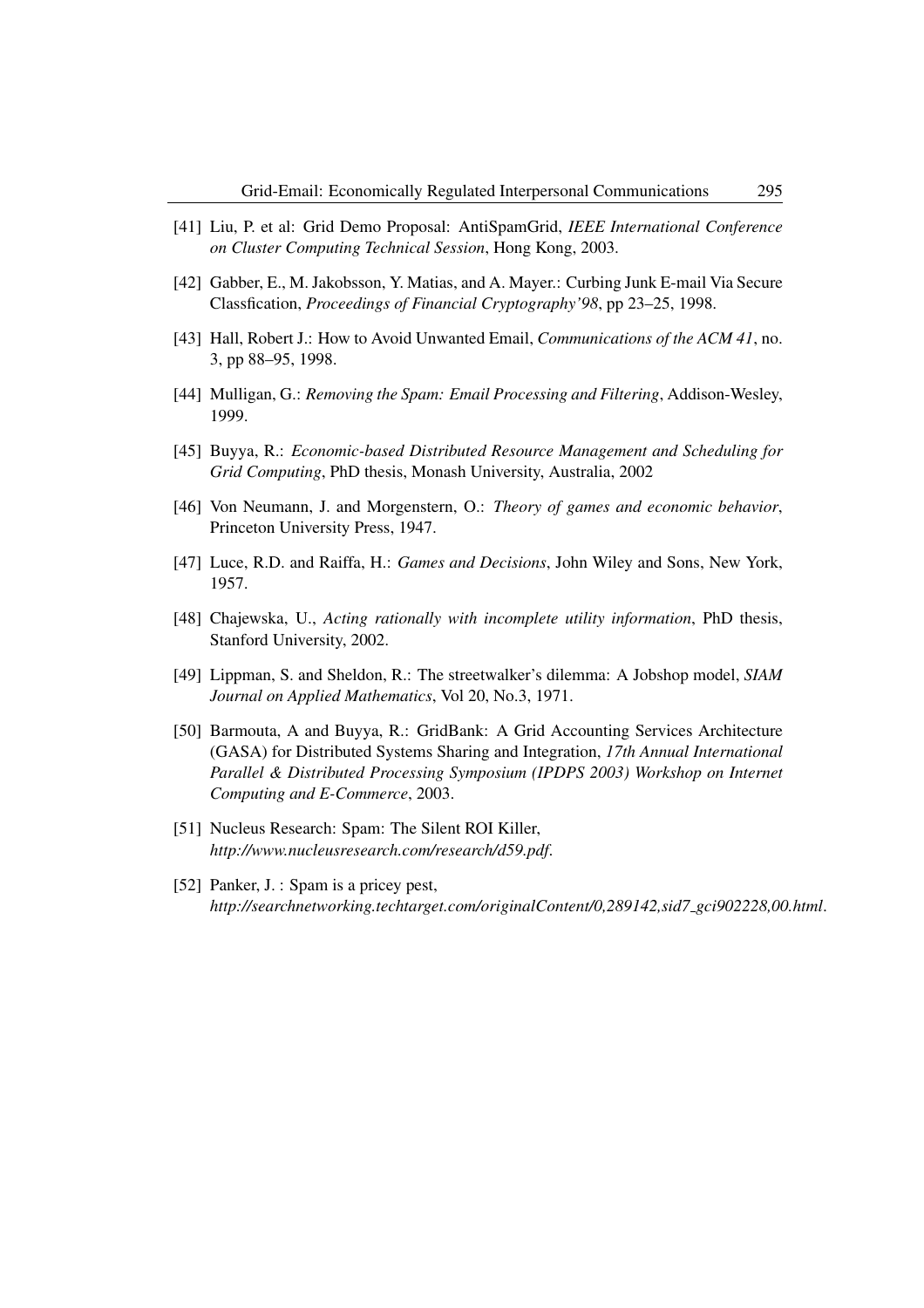[41] Liu, P. et al: Grid Demo Proposal: AntiSpamGrid, *IEEE International Conference on Cluster Computing Technical Session*, Hong Kong, 2003.

[42] Gabber, E., M. Jakobsson, Y. Matias, and A. Mayer.: Curbing Junk E-mail Via Secure Classfication, *Proceedings of Financial Cryptography'98*, pp 23–25, 1998.

[43] Hall, Robert J.: How to Avoid Unwanted Email, *Communications of the ACM 41*, no. 3, pp 88–95, 1998.

[44] Mulligan, G.: *Removing the Spam: Email Processing and Filtering*, Addison-Wesley, 1999.

[45] Buyya, R.: *Economic-based Distributed Resource Management and Scheduling for Grid Computing*, PhD thesis, Monash University, Australia, 2002

[46] Von Neumann, J. and Morgenstern, O.: *Theory of games and economic behavior*, Princeton University Press, 1947.

[47] Luce, R.D. and Raiffa, H.: *Games and Decisions*, John Wiley and Sons, New York, 1957.

[48] Chajewska, U., *Acting rationally with incomplete utility information*, PhD thesis, Stanford University, 2002.

[49] Lippman, S. and Sheldon, R.: The streetwalker's dilemma: A Jobshop model, *SIAM Journal on Applied Mathematics*, Vol 20, No.3, 1971.

[50] Barmouta, A and Buyya, R.: GridBank: A Grid Accounting Services Architecture (GASA) for Distributed Systems Sharing and Integration, *17th Annual International Parallel & Distributed Processing Symposium (IPDPS 2003) Workshop on Internet Computing and E-Commerce*, 2003.

[51] Nucleus Research: Spam: The Silent ROI Killer, *http://www.nucleusresearch.com/research/d59.pdf*.

[52] Panker, J. : Spam is a pricey pest, *http://searchnetworking.techtarget.com/originalContent/0,289142,sid7_gci902228,00.html*.